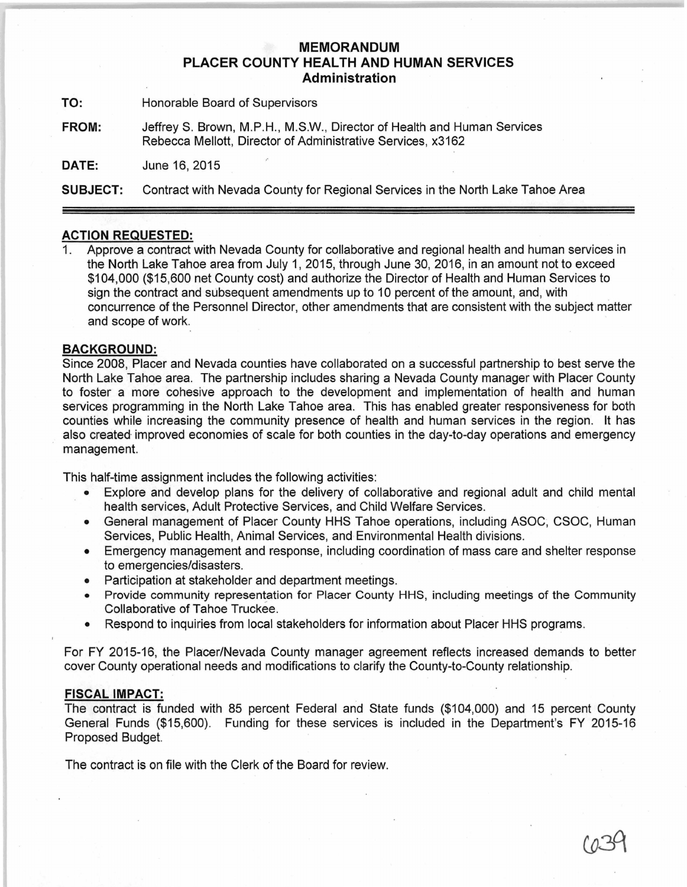# MEMORANDUM
## PLACER COUNTY HEALTH AND HUMAN SERVICES
### Administration

**TO:** Honorable Board of Supervisors

**FROM:** Jeffrey S. Brown, M.P.H., M.S.W., Director of Health and Human Services
Rebecca Mellott, Director of Administrative Services, x3162

**DATE:** June 16, 2015

**SUBJECT:** Contract with Nevada County for Regional Services in the North Lake Tahoe Area

---

## ACTION REQUESTED:

1. Approve a contract with Nevada County for collaborative and regional health and human services in the North Lake Tahoe area from July 1, 2015, through June 30, 2016, in an amount not to exceed $104,000 ($15,600 net County cost) and authorize the Director of Health and Human Services to sign the contract and subsequent amendments up to 10 percent of the amount, and, with concurrence of the Personnel Director, other amendments that are consistent with the subject matter and scope of work.

## BACKGROUND:

Since 2008, Placer and Nevada counties have collaborated on a successful partnership to best serve the North Lake Tahoe area. The partnership includes sharing a Nevada County manager with Placer County to foster a more cohesive approach to the development and implementation of health and human services programming in the North Lake Tahoe area. This has enabled greater responsiveness for both counties while increasing the community presence of health and human services in the region. It has also created improved economies of scale for both counties in the day-to-day operations and emergency management.

This half-time assignment includes the following activities:

- Explore and develop plans for the delivery of collaborative and regional adult and child mental health services, Adult Protective Services, and Child Welfare Services.
- General management of Placer County HHS Tahoe operations, including ASOC, CSOC, Human Services, Public Health, Animal Services, and Environmental Health divisions.
- Emergency management and response, including coordination of mass care and shelter response to emergencies/disasters.
- Participation at stakeholder and department meetings.
- Provide community representation for Placer County HHS, including meetings of the Community Collaborative of Tahoe Truckee.
- Respond to inquiries from local stakeholders for information about Placer HHS programs.

For FY 2015-16, the Placer/Nevada County manager agreement reflects increased demands to better cover County operational needs and modifications to clarify the County-to-County relationship.

## FISCAL IMPACT:

The contract is funded with 85 percent Federal and State funds ($104,000) and 15 percent County General Funds ($15,600). Funding for these services is included in the Department's FY 2015-16 Proposed Budget.

The contract is on file with the Clerk of the Board for review.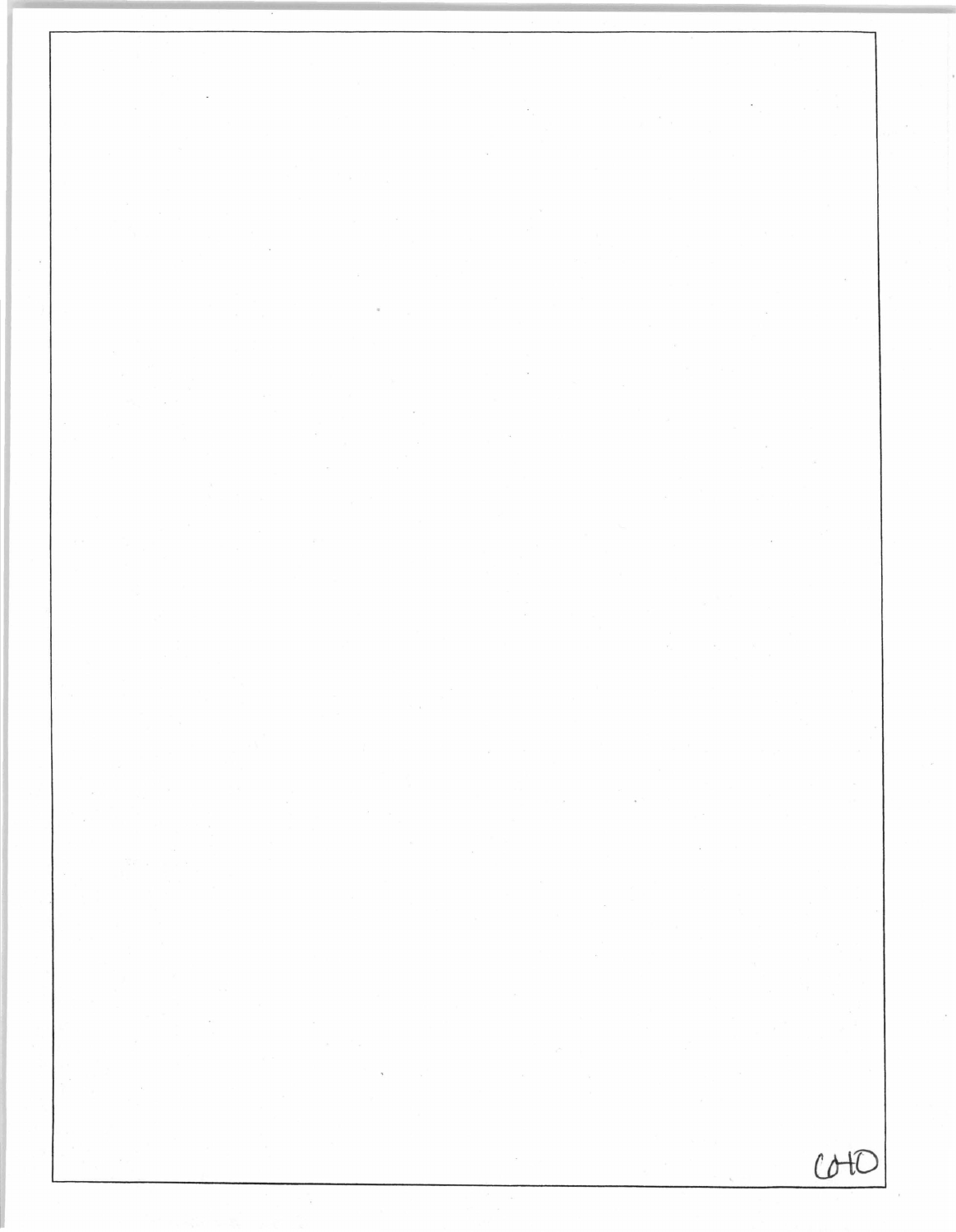CHO